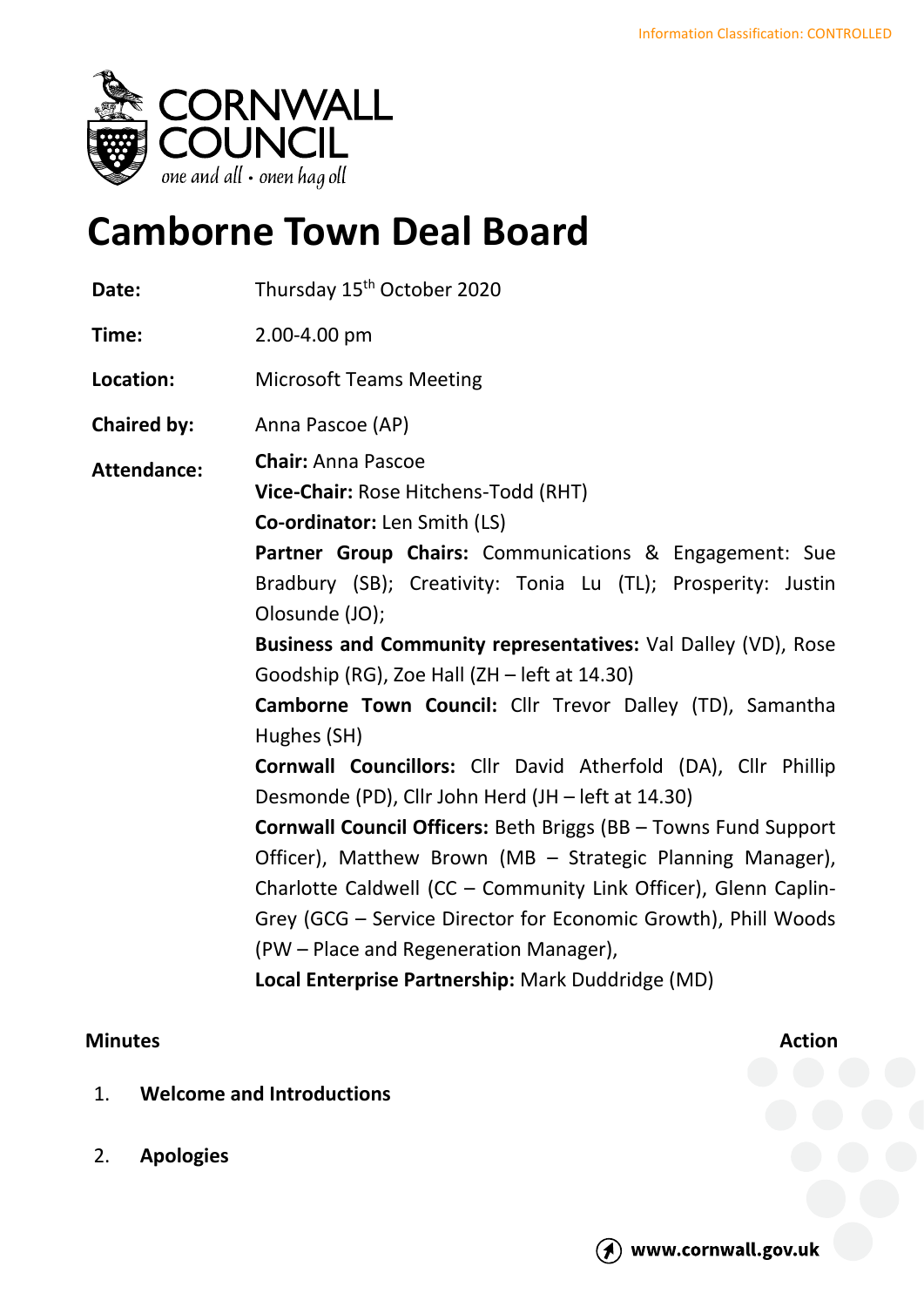Information Classification: CONTROLLED

# Camborne Town Deal Board

| | |
|---|---|
| **Date:** | Thursday 15th October 2020 |
| **Time:** | 2.00-4.00 pm |
| **Location:** | Microsoft Teams Meeting |
| **Chaired by:** | Anna Pascoe (AP) |
| **Attendance:** | **Chair:** Anna Pascoe<br>**Vice-Chair:** Rose Hitchens-Todd (RHT)<br>**Co-ordinator:** Len Smith (LS)<br>**Partner Group Chairs:** Communications & Engagement: Sue Bradbury (SB); Creativity: Tonia Lu (TL); Prosperity: Justin Olosunde (JO);<br>**Business and Community representatives:** Val Dalley (VD), Rose Goodship (RG), Zoe Hall (ZH – left at 14.30)<br>**Camborne Town Council:** Cllr Trevor Dalley (TD), Samantha Hughes (SH)<br>**Cornwall Councillors:** Cllr David Atherfold (DA), Cllr Phillip Desmonde (PD), Cllr John Herd (JH – left at 14.30)<br>**Cornwall Council Officers:** Beth Briggs (BB – Towns Fund Support Officer), Matthew Brown (MB – Strategic Planning Manager), Charlotte Caldwell (CC – Community Link Officer), Glenn Caplin-Grey (GCG – Service Director for Economic Growth), Phill Woods (PW – Place and Regeneration Manager),<br>**Local Enterprise Partnership:** Mark Duddridge (MD) |

**Minutes** **Action**

1. **Welcome and Introductions**

2. **Apologies**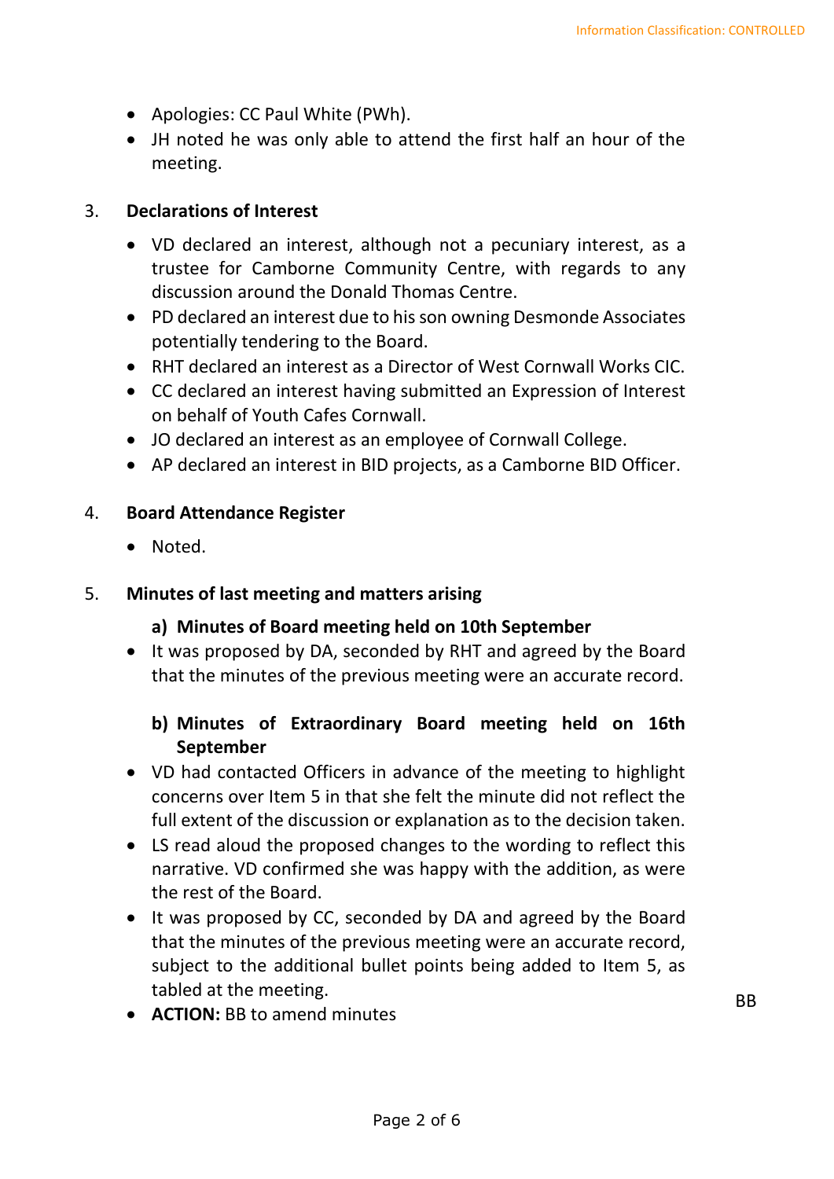- Apologies: CC Paul White (PWh).
- JH noted he was only able to attend the first half an hour of the meeting.

## 3. Declarations of Interest

- VD declared an interest, although not a pecuniary interest, as a trustee for Camborne Community Centre, with regards to any discussion around the Donald Thomas Centre.
- PD declared an interest due to his son owning Desmonde Associates potentially tendering to the Board.
- RHT declared an interest as a Director of West Cornwall Works CIC.
- CC declared an interest having submitted an Expression of Interest on behalf of Youth Cafes Cornwall.
- JO declared an interest as an employee of Cornwall College.
- AP declared an interest in BID projects, as a Camborne BID Officer.

## 4. Board Attendance Register

- Noted.

## 5. Minutes of last meeting and matters arising

### a) Minutes of Board meeting held on 10th September

- It was proposed by DA, seconded by RHT and agreed by the Board that the minutes of the previous meeting were an accurate record.

### b) Minutes of Extraordinary Board meeting held on 16th September

- VD had contacted Officers in advance of the meeting to highlight concerns over Item 5 in that she felt the minute did not reflect the full extent of the discussion or explanation as to the decision taken.
- LS read aloud the proposed changes to the wording to reflect this narrative. VD confirmed she was happy with the addition, as were the rest of the Board.
- It was proposed by CC, seconded by DA and agreed by the Board that the minutes of the previous meeting were an accurate record, subject to the additional bullet points being added to Item 5, as tabled at the meeting.
- **ACTION:** BB to amend minutes — BB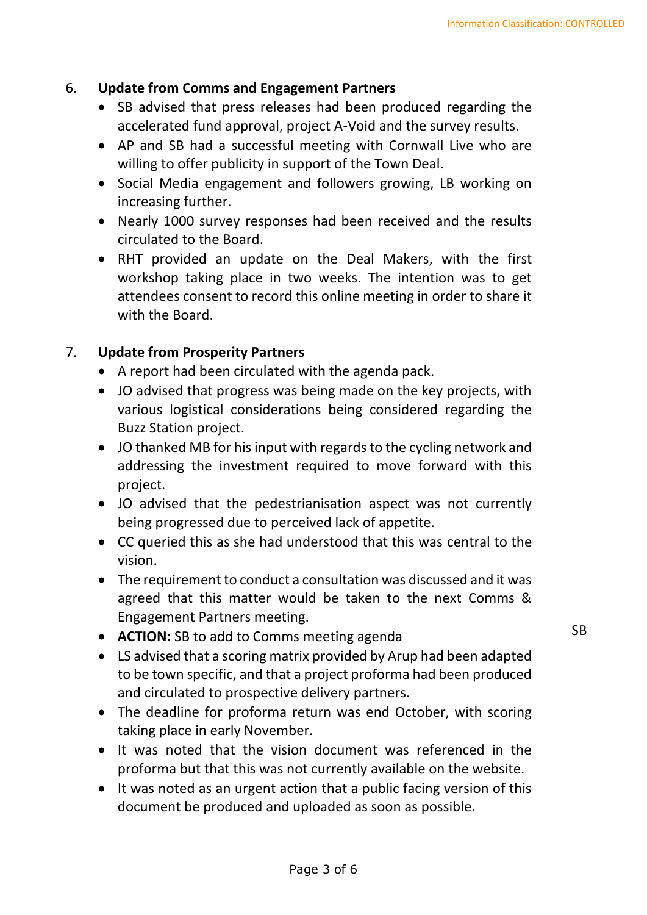## 6. Update from Comms and Engagement Partners

- SB advised that press releases had been produced regarding the accelerated fund approval, project A-Void and the survey results.
- AP and SB had a successful meeting with Cornwall Live who are willing to offer publicity in support of the Town Deal.
- Social Media engagement and followers growing, LB working on increasing further.
- Nearly 1000 survey responses had been received and the results circulated to the Board.
- RHT provided an update on the Deal Makers, with the first workshop taking place in two weeks. The intention was to get attendees consent to record this online meeting in order to share it with the Board.

## 7. Update from Prosperity Partners

- A report had been circulated with the agenda pack.
- JO advised that progress was being made on the key projects, with various logistical considerations being considered regarding the Buzz Station project.
- JO thanked MB for his input with regards to the cycling network and addressing the investment required to move forward with this project.
- JO advised that the pedestrianisation aspect was not currently being progressed due to perceived lack of appetite.
- CC queried this as she had understood that this was central to the vision.
- The requirement to conduct a consultation was discussed and it was agreed that this matter would be taken to the next Comms & Engagement Partners meeting.
- **ACTION:** SB to add to Comms meeting agenda — SB
- LS advised that a scoring matrix provided by Arup had been adapted to be town specific, and that a project proforma had been produced and circulated to prospective delivery partners.
- The deadline for proforma return was end October, with scoring taking place in early November.
- It was noted that the vision document was referenced in the proforma but that this was not currently available on the website.
- It was noted as an urgent action that a public facing version of this document be produced and uploaded as soon as possible.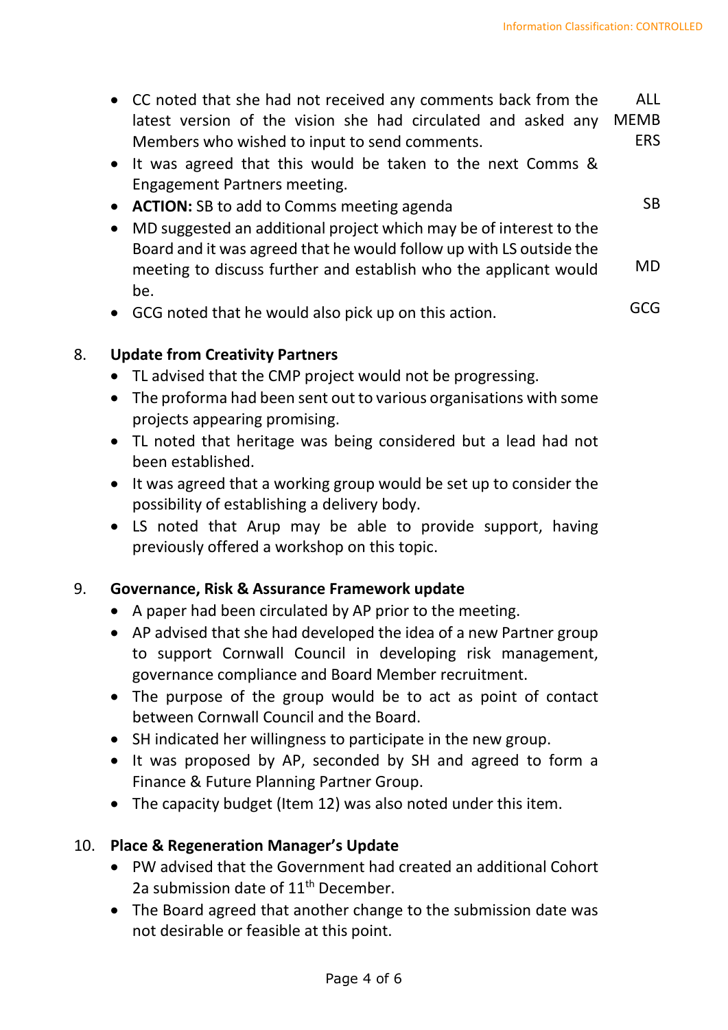- CC noted that she had not received any comments back from the latest version of the vision she had circulated and asked any Members who wished to input to send comments. **ALL MEMBERS**
- It was agreed that this would be taken to the next Comms & Engagement Partners meeting.
- **ACTION:** SB to add to Comms meeting agenda **SB**
- MD suggested an additional project which may be of interest to the Board and it was agreed that he would follow up with LS outside the meeting to discuss further and establish who the applicant would be. **MD**
- GCG noted that he would also pick up on this action. **GCG**

8. **Update from Creativity Partners**
   - TL advised that the CMP project would not be progressing.
   - The proforma had been sent out to various organisations with some projects appearing promising.
   - TL noted that heritage was being considered but a lead had not been established.
   - It was agreed that a working group would be set up to consider the possibility of establishing a delivery body.
   - LS noted that Arup may be able to provide support, having previously offered a workshop on this topic.

9. **Governance, Risk & Assurance Framework update**
   - A paper had been circulated by AP prior to the meeting.
   - AP advised that she had developed the idea of a new Partner group to support Cornwall Council in developing risk management, governance compliance and Board Member recruitment.
   - The purpose of the group would be to act as point of contact between Cornwall Council and the Board.
   - SH indicated her willingness to participate in the new group.
   - It was proposed by AP, seconded by SH and agreed to form a Finance & Future Planning Partner Group.
   - The capacity budget (Item 12) was also noted under this item.

10. **Place & Regeneration Manager's Update**
    - PW advised that the Government had created an additional Cohort 2a submission date of 11th December.
    - The Board agreed that another change to the submission date was not desirable or feasible at this point.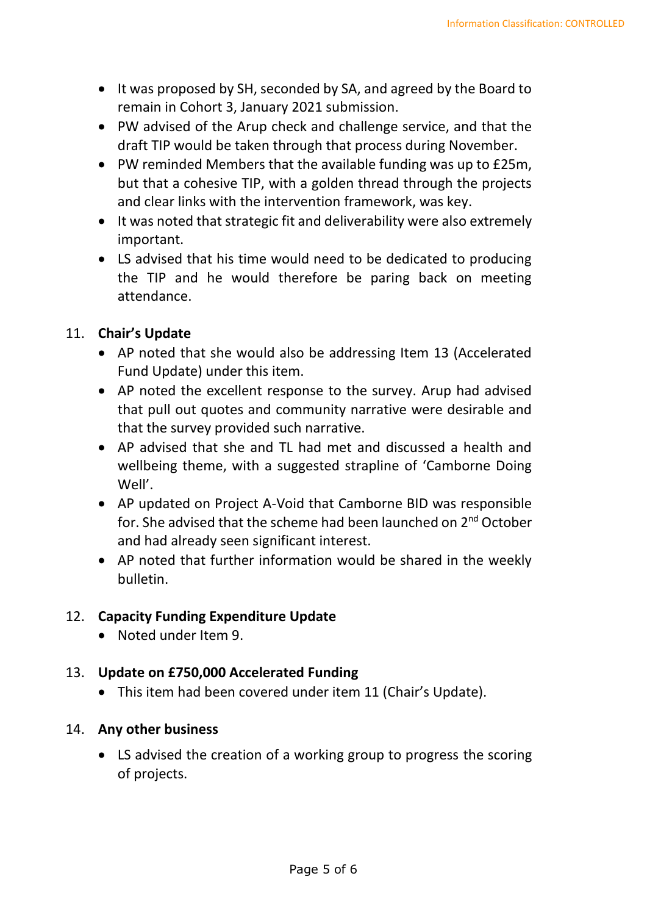- It was proposed by SH, seconded by SA, and agreed by the Board to remain in Cohort 3, January 2021 submission.
- PW advised of the Arup check and challenge service, and that the draft TIP would be taken through that process during November.
- PW reminded Members that the available funding was up to £25m, but that a cohesive TIP, with a golden thread through the projects and clear links with the intervention framework, was key.
- It was noted that strategic fit and deliverability were also extremely important.
- LS advised that his time would need to be dedicated to producing the TIP and he would therefore be paring back on meeting attendance.

11. **Chair's Update**
    - AP noted that she would also be addressing Item 13 (Accelerated Fund Update) under this item.
    - AP noted the excellent response to the survey. Arup had advised that pull out quotes and community narrative were desirable and that the survey provided such narrative.
    - AP advised that she and TL had met and discussed a health and wellbeing theme, with a suggested strapline of 'Camborne Doing Well'.
    - AP updated on Project A-Void that Camborne BID was responsible for. She advised that the scheme had been launched on 2nd October and had already seen significant interest.
    - AP noted that further information would be shared in the weekly bulletin.

12. **Capacity Funding Expenditure Update**
    - Noted under Item 9.

13. **Update on £750,000 Accelerated Funding**
    - This item had been covered under item 11 (Chair's Update).

14. **Any other business**
    - LS advised the creation of a working group to progress the scoring of projects.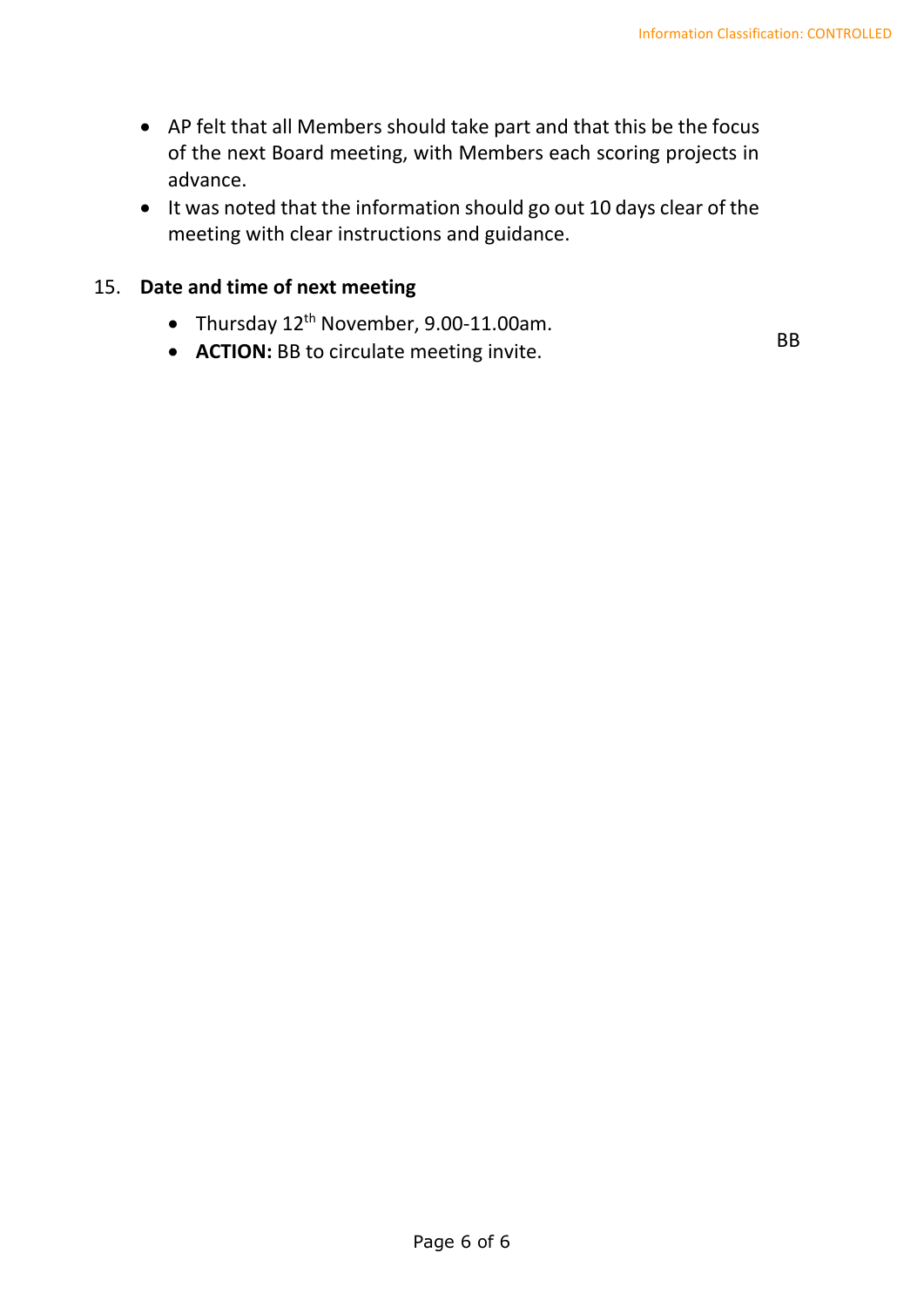- AP felt that all Members should take part and that this be the focus of the next Board meeting, with Members each scoring projects in advance.
- It was noted that the information should go out 10 days clear of the meeting with clear instructions and guidance.

15. **Date and time of next meeting**

- Thursday 12th November, 9.00-11.00am.
- **ACTION:** BB to circulate meeting invite. — BB